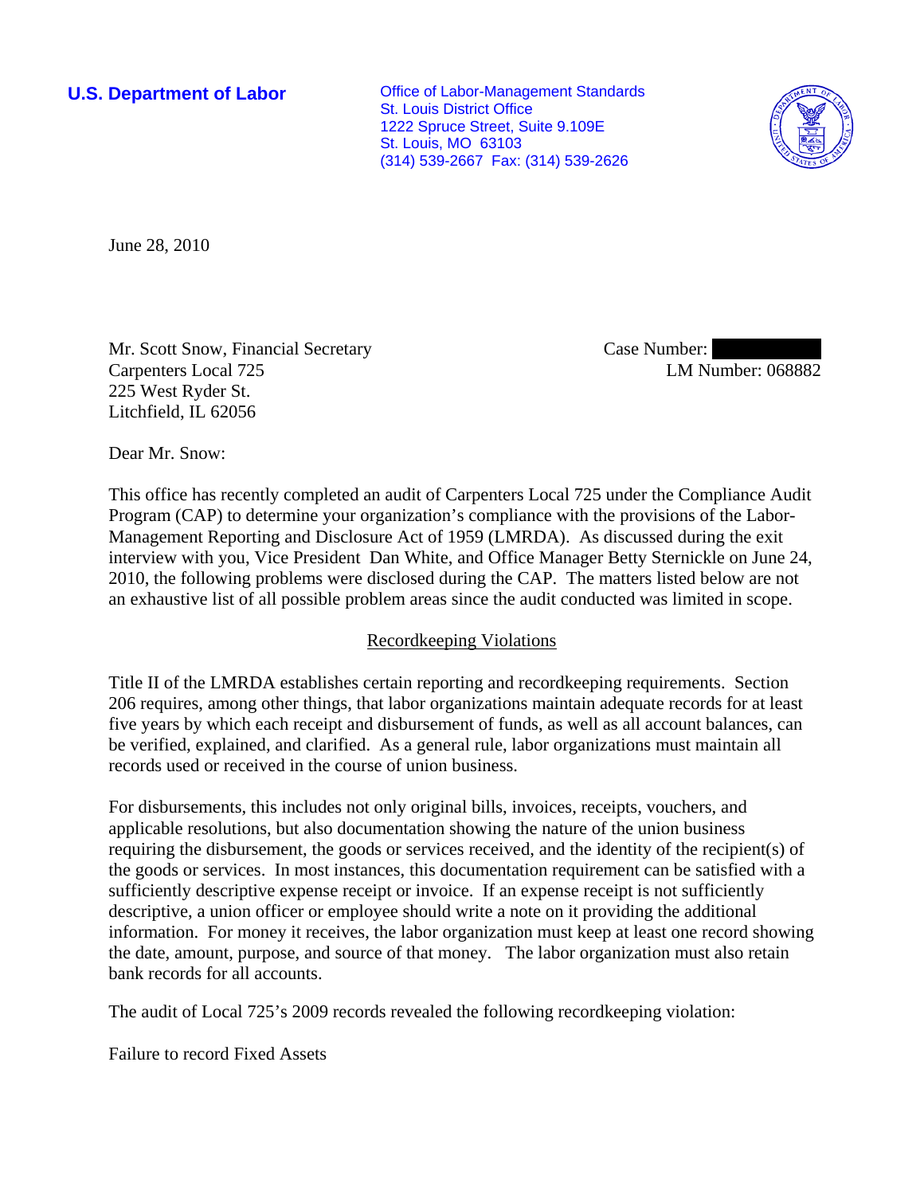**U.S. Department of Labor**

Office of Labor-Management Standards
St. Louis District Office
1222 Spruce Street, Suite 9.109E
St. Louis, MO 63103
(314) 539-2667 Fax: (314) 539-2626

June 28, 2010

Mr. Scott Snow, Financial Secretary
Carpenters Local 725
225 West Ryder St.
Litchfield, IL 62056

Case Number:
LM Number: 068882

Dear Mr. Snow:

This office has recently completed an audit of Carpenters Local 725 under the Compliance Audit Program (CAP) to determine your organization's compliance with the provisions of the Labor-Management Reporting and Disclosure Act of 1959 (LMRDA). As discussed during the exit interview with you, Vice President Dan White, and Office Manager Betty Sternickle on June 24, 2010, the following problems were disclosed during the CAP. The matters listed below are not an exhaustive list of all possible problem areas since the audit conducted was limited in scope.

Recordkeeping Violations

Title II of the LMRDA establishes certain reporting and recordkeeping requirements. Section 206 requires, among other things, that labor organizations maintain adequate records for at least five years by which each receipt and disbursement of funds, as well as all account balances, can be verified, explained, and clarified. As a general rule, labor organizations must maintain all records used or received in the course of union business.

For disbursements, this includes not only original bills, invoices, receipts, vouchers, and applicable resolutions, but also documentation showing the nature of the union business requiring the disbursement, the goods or services received, and the identity of the recipient(s) of the goods or services. In most instances, this documentation requirement can be satisfied with a sufficiently descriptive expense receipt or invoice. If an expense receipt is not sufficiently descriptive, a union officer or employee should write a note on it providing the additional information. For money it receives, the labor organization must keep at least one record showing the date, amount, purpose, and source of that money. The labor organization must also retain bank records for all accounts.

The audit of Local 725's 2009 records revealed the following recordkeeping violation:

Failure to record Fixed Assets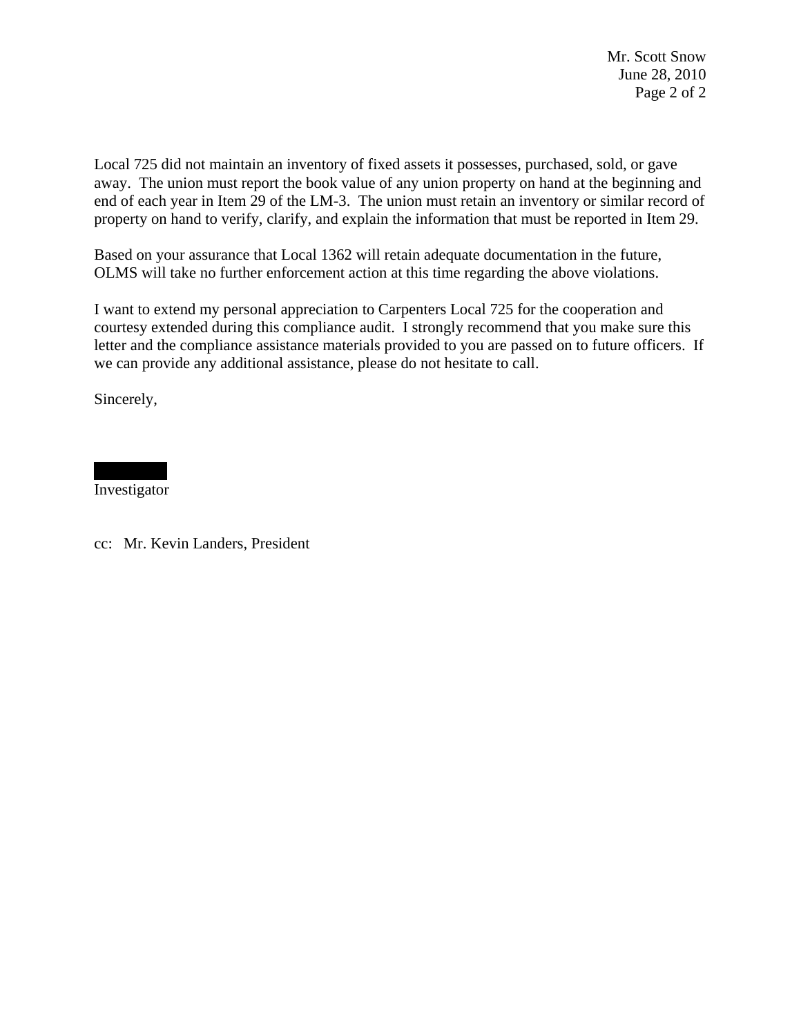Local 725 did not maintain an inventory of fixed assets it possesses, purchased, sold, or gave away. The union must report the book value of any union property on hand at the beginning and end of each year in Item 29 of the LM-3. The union must retain an inventory or similar record of property on hand to verify, clarify, and explain the information that must be reported in Item 29.

Based on your assurance that Local 1362 will retain adequate documentation in the future, OLMS will take no further enforcement action at this time regarding the above violations.

I want to extend my personal appreciation to Carpenters Local 725 for the cooperation and courtesy extended during this compliance audit. I strongly recommend that you make sure this letter and the compliance assistance materials provided to you are passed on to future officers. If we can provide any additional assistance, please do not hesitate to call.

Sincerely,

Investigator

cc: Mr. Kevin Landers, President